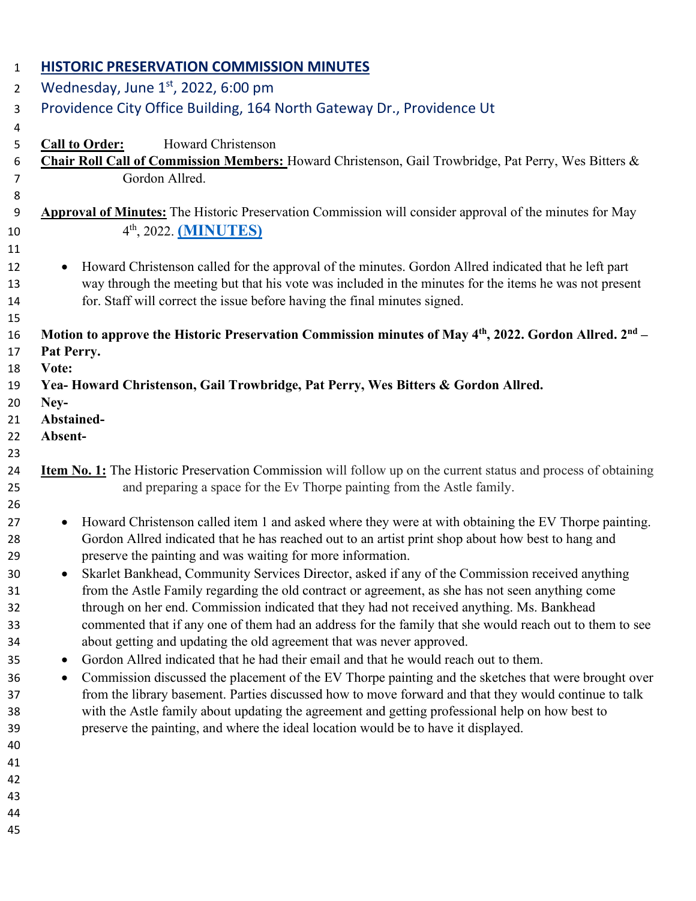# HISTORIC PRESERVATION COMMISSION MINUTES

Wednesday, June 1st, 2022, 6:00 pm

Providence City Office Building, 164 North Gateway Dr., Providence Ut

**Call to Order:** Howard Christenson

**Chair Roll Call of Commission Members:** Howard Christenson, Gail Trowbridge, Pat Perry, Wes Bitters & Gordon Allred.

**Approval of Minutes:** The Historic Preservation Commission will consider approval of the minutes for May 4th, 2022. **(MINUTES)**

- Howard Christenson called for the approval of the minutes. Gordon Allred indicated that he left part way through the meeting but that his vote was included in the minutes for the items he was not present for. Staff will correct the issue before having the final minutes signed.

**Motion to approve the Historic Preservation Commission minutes of May 4th, 2022. Gordon Allred. 2nd – Pat Perry.**

**Vote:**

**Yea- Howard Christenson, Gail Trowbridge, Pat Perry, Wes Bitters & Gordon Allred.**

**Ney-**

**Abstained-**

**Absent-**

**Item No. 1:** The Historic Preservation Commission will follow up on the current status and process of obtaining and preparing a space for the Ev Thorpe painting from the Astle family.

- Howard Christenson called item 1 and asked where they were at with obtaining the EV Thorpe painting. Gordon Allred indicated that he has reached out to an artist print shop about how best to hang and preserve the painting and was waiting for more information.
- Skarlet Bankhead, Community Services Director, asked if any of the Commission received anything from the Astle Family regarding the old contract or agreement, as she has not seen anything come through on her end. Commission indicated that they had not received anything. Ms. Bankhead commented that if any one of them had an address for the family that she would reach out to them to see about getting and updating the old agreement that was never approved.
- Gordon Allred indicated that he had their email and that he would reach out to them.
- Commission discussed the placement of the EV Thorpe painting and the sketches that were brought over from the library basement. Parties discussed how to move forward and that they would continue to talk with the Astle family about updating the agreement and getting professional help on how best to preserve the painting, and where the ideal location would be to have it displayed.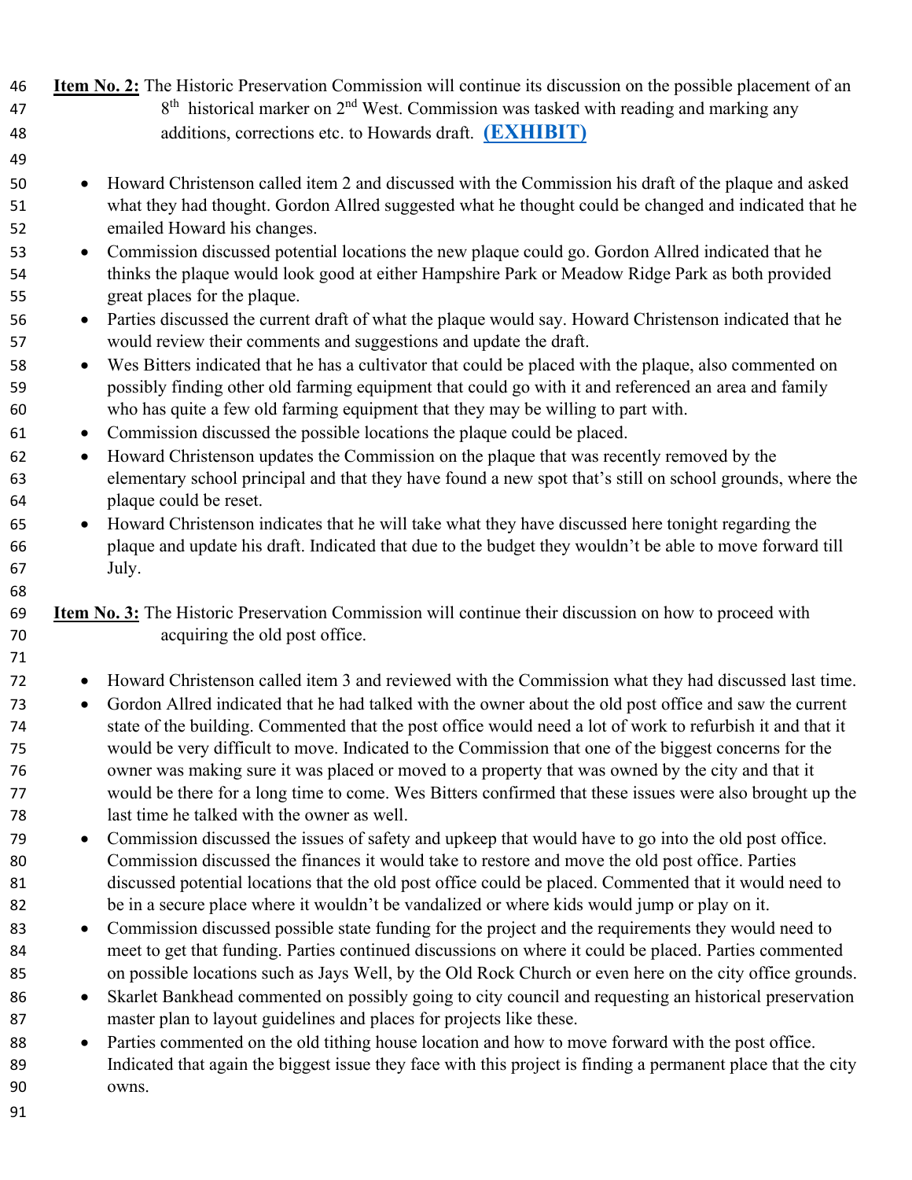**Item No. 2:** The Historic Preservation Commission will continue its discussion on the possible placement of an 8th historical marker on 2nd West. Commission was tasked with reading and marking any additions, corrections etc. to Howards draft. **(EXHIBIT)**

- Howard Christenson called item 2 and discussed with the Commission his draft of the plaque and asked what they had thought. Gordon Allred suggested what he thought could be changed and indicated that he emailed Howard his changes.
- Commission discussed potential locations the new plaque could go. Gordon Allred indicated that he thinks the plaque would look good at either Hampshire Park or Meadow Ridge Park as both provided great places for the plaque.
- Parties discussed the current draft of what the plaque would say. Howard Christenson indicated that he would review their comments and suggestions and update the draft.
- Wes Bitters indicated that he has a cultivator that could be placed with the plaque, also commented on possibly finding other old farming equipment that could go with it and referenced an area and family who has quite a few old farming equipment that they may be willing to part with.
- Commission discussed the possible locations the plaque could be placed.
- Howard Christenson updates the Commission on the plaque that was recently removed by the elementary school principal and that they have found a new spot that's still on school grounds, where the plaque could be reset.
- Howard Christenson indicates that he will take what they have discussed here tonight regarding the plaque and update his draft. Indicated that due to the budget they wouldn't be able to move forward till July.

**Item No. 3:** The Historic Preservation Commission will continue their discussion on how to proceed with acquiring the old post office.

- Howard Christenson called item 3 and reviewed with the Commission what they had discussed last time.
- Gordon Allred indicated that he had talked with the owner about the old post office and saw the current state of the building. Commented that the post office would need a lot of work to refurbish it and that it would be very difficult to move. Indicated to the Commission that one of the biggest concerns for the owner was making sure it was placed or moved to a property that was owned by the city and that it would be there for a long time to come. Wes Bitters confirmed that these issues were also brought up the last time he talked with the owner as well.
- Commission discussed the issues of safety and upkeep that would have to go into the old post office. Commission discussed the finances it would take to restore and move the old post office. Parties discussed potential locations that the old post office could be placed. Commented that it would need to be in a secure place where it wouldn't be vandalized or where kids would jump or play on it.
- Commission discussed possible state funding for the project and the requirements they would need to meet to get that funding. Parties continued discussions on where it could be placed. Parties commented on possible locations such as Jays Well, by the Old Rock Church or even here on the city office grounds.
- Skarlet Bankhead commented on possibly going to city council and requesting an historical preservation master plan to layout guidelines and places for projects like these.
- Parties commented on the old tithing house location and how to move forward with the post office. Indicated that again the biggest issue they face with this project is finding a permanent place that the city owns.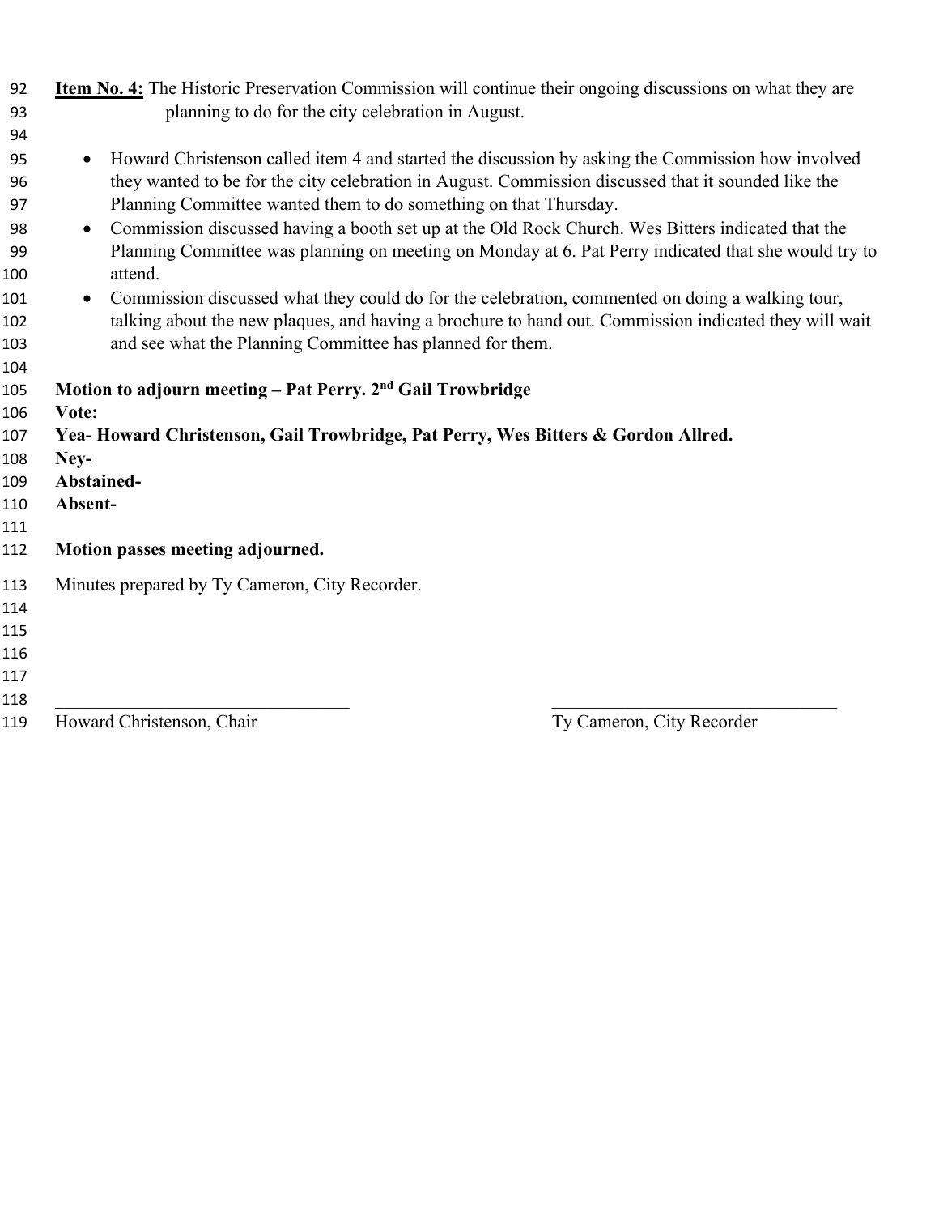**<u>Item No. 4:</u>** The Historic Preservation Commission will continue their ongoing discussions on what they are planning to do for the city celebration in August.

- Howard Christenson called item 4 and started the discussion by asking the Commission how involved they wanted to be for the city celebration in August. Commission discussed that it sounded like the Planning Committee wanted them to do something on that Thursday.
- Commission discussed having a booth set up at the Old Rock Church. Wes Bitters indicated that the Planning Committee was planning on meeting on Monday at 6. Pat Perry indicated that she would try to attend.
- Commission discussed what they could do for the celebration, commented on doing a walking tour, talking about the new plaques, and having a brochure to hand out. Commission indicated they will wait and see what the Planning Committee has planned for them.

**Motion to adjourn meeting – Pat Perry. 2nd Gail Trowbridge**
**Vote:**
**Yea- Howard Christenson, Gail Trowbridge, Pat Perry, Wes Bitters & Gordon Allred.**
**Ney-**
**Abstained-**
**Absent-**

**Motion passes meeting adjourned.**

Minutes prepared by Ty Cameron, City Recorder.

\_\_\_\_\_\_\_\_\_\_\_\_\_\_\_\_\_\_\_\_\_\_\_\_\_\_\_\_\_\_\_\_
Howard Christenson, Chair

\_\_\_\_\_\_\_\_\_\_\_\_\_\_\_\_\_\_\_\_\_\_\_\_\_\_\_\_\_\_\_\_
Ty Cameron, City Recorder